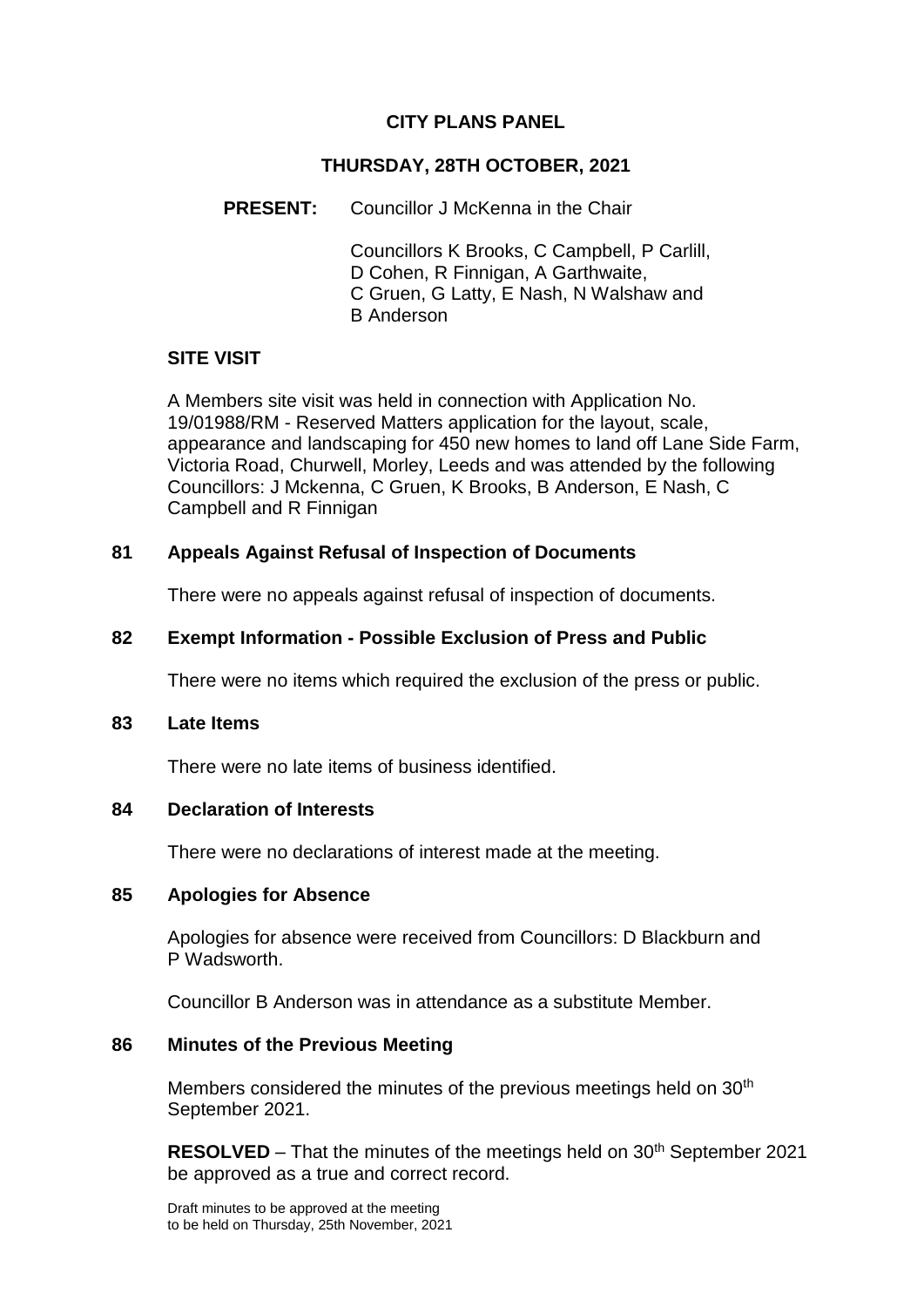# CITY PLANS PANEL

## THURSDAY, 28TH OCTOBER, 2021

**PRESENT:** Councillor J McKenna in the Chair

Councillors K Brooks, C Campbell, P Carlill, D Cohen, R Finnigan, A Garthwaite, C Gruen, G Latty, E Nash, N Walshaw and B Anderson

### SITE VISIT

A Members site visit was held in connection with Application No. 19/01988/RM - Reserved Matters application for the layout, scale, appearance and landscaping for 450 new homes to land off Lane Side Farm, Victoria Road, Churwell, Morley, Leeds and was attended by the following Councillors: J Mckenna, C Gruen, K Brooks, B Anderson, E Nash, C Campbell and R Finnigan

### 81 Appeals Against Refusal of Inspection of Documents

There were no appeals against refusal of inspection of documents.

### 82 Exempt Information - Possible Exclusion of Press and Public

There were no items which required the exclusion of the press or public.

### 83 Late Items

There were no late items of business identified.

### 84 Declaration of Interests

There were no declarations of interest made at the meeting.

### 85 Apologies for Absence

Apologies for absence were received from Councillors: D Blackburn and P Wadsworth.

Councillor B Anderson was in attendance as a substitute Member.

### 86 Minutes of the Previous Meeting

Members considered the minutes of the previous meetings held on 30th September 2021.

**RESOLVED** – That the minutes of the meetings held on 30th September 2021 be approved as a true and correct record.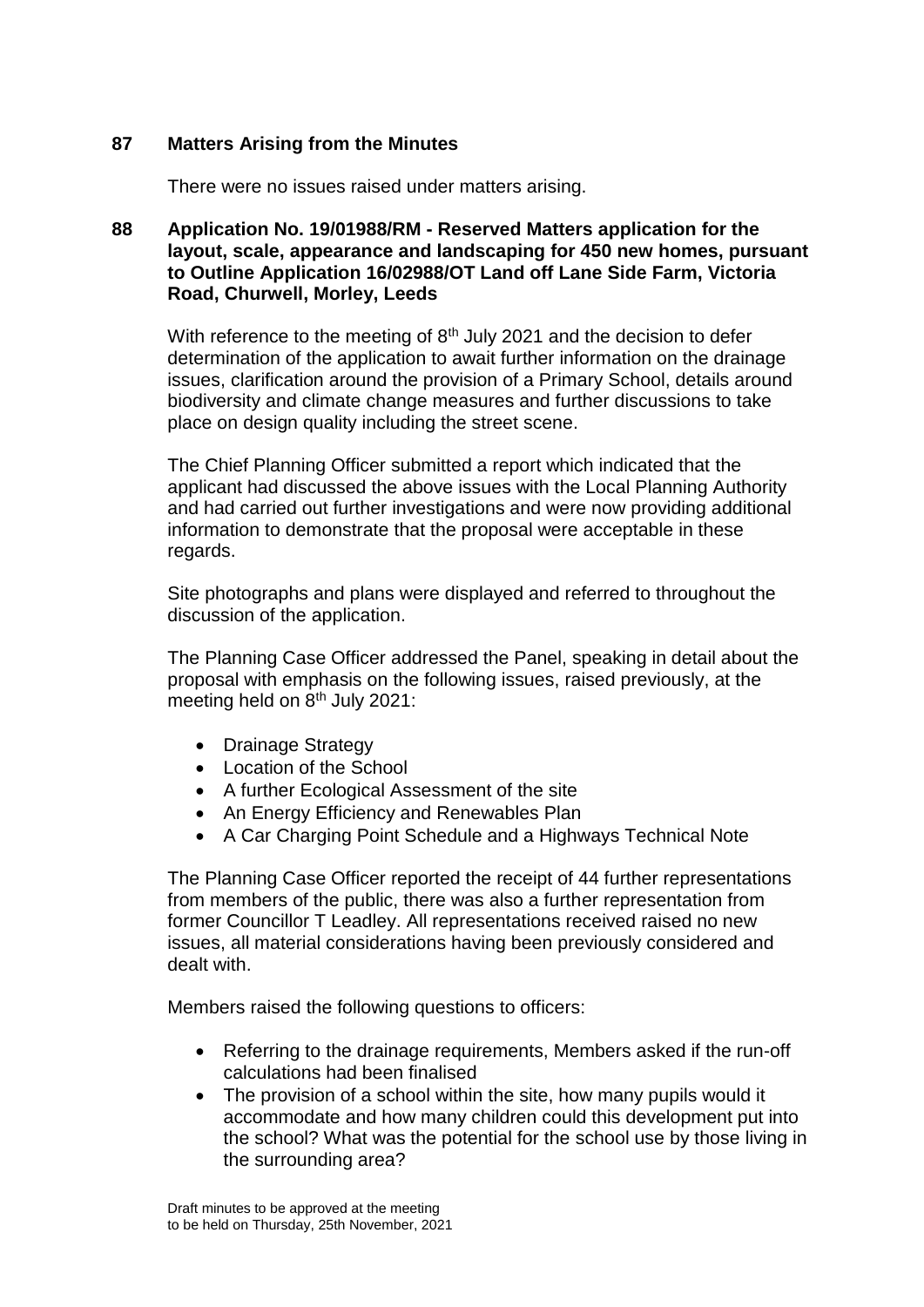## 87 Matters Arising from the Minutes

There were no issues raised under matters arising.

## 88 Application No. 19/01988/RM - Reserved Matters application for the layout, scale, appearance and landscaping for 450 new homes, pursuant to Outline Application 16/02988/OT Land off Lane Side Farm, Victoria Road, Churwell, Morley, Leeds

With reference to the meeting of 8th July 2021 and the decision to defer determination of the application to await further information on the drainage issues, clarification around the provision of a Primary School, details around biodiversity and climate change measures and further discussions to take place on design quality including the street scene.

The Chief Planning Officer submitted a report which indicated that the applicant had discussed the above issues with the Local Planning Authority and had carried out further investigations and were now providing additional information to demonstrate that the proposal were acceptable in these regards.

Site photographs and plans were displayed and referred to throughout the discussion of the application.

The Planning Case Officer addressed the Panel, speaking in detail about the proposal with emphasis on the following issues, raised previously, at the meeting held on 8th July 2021:

- Drainage Strategy
- Location of the School
- A further Ecological Assessment of the site
- An Energy Efficiency and Renewables Plan
- A Car Charging Point Schedule and a Highways Technical Note

The Planning Case Officer reported the receipt of 44 further representations from members of the public, there was also a further representation from former Councillor T Leadley. All representations received raised no new issues, all material considerations having been previously considered and dealt with.

Members raised the following questions to officers:

- Referring to the drainage requirements, Members asked if the run-off calculations had been finalised
- The provision of a school within the site, how many pupils would it accommodate and how many children could this development put into the school? What was the potential for the school use by those living in the surrounding area?

Draft minutes to be approved at the meeting to be held on Thursday, 25th November, 2021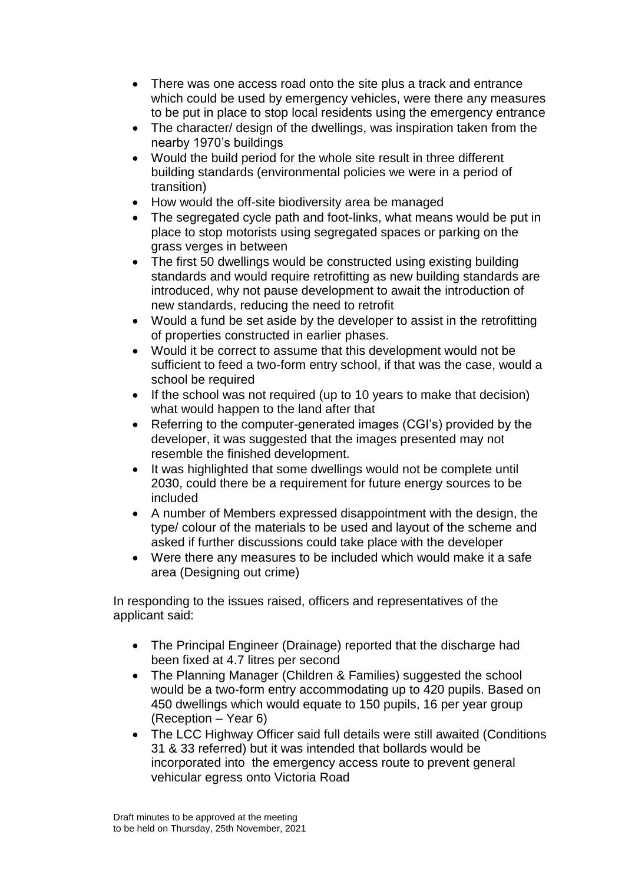- There was one access road onto the site plus a track and entrance which could be used by emergency vehicles, were there any measures to be put in place to stop local residents using the emergency entrance
- The character/ design of the dwellings, was inspiration taken from the nearby 1970's buildings
- Would the build period for the whole site result in three different building standards (environmental policies we were in a period of transition)
- How would the off-site biodiversity area be managed
- The segregated cycle path and foot-links, what means would be put in place to stop motorists using segregated spaces or parking on the grass verges in between
- The first 50 dwellings would be constructed using existing building standards and would require retrofitting as new building standards are introduced, why not pause development to await the introduction of new standards, reducing the need to retrofit
- Would a fund be set aside by the developer to assist in the retrofitting of properties constructed in earlier phases.
- Would it be correct to assume that this development would not be sufficient to feed a two-form entry school, if that was the case, would a school be required
- If the school was not required (up to 10 years to make that decision) what would happen to the land after that
- Referring to the computer-generated images (CGI's) provided by the developer, it was suggested that the images presented may not resemble the finished development.
- It was highlighted that some dwellings would not be complete until 2030, could there be a requirement for future energy sources to be included
- A number of Members expressed disappointment with the design, the type/ colour of the materials to be used and layout of the scheme and asked if further discussions could take place with the developer
- Were there any measures to be included which would make it a safe area (Designing out crime)

In responding to the issues raised, officers and representatives of the applicant said:

- The Principal Engineer (Drainage) reported that the discharge had been fixed at 4.7 litres per second
- The Planning Manager (Children & Families) suggested the school would be a two-form entry accommodating up to 420 pupils. Based on 450 dwellings which would equate to 150 pupils, 16 per year group (Reception – Year 6)
- The LCC Highway Officer said full details were still awaited (Conditions 31 & 33 referred) but it was intended that bollards would be incorporated into the emergency access route to prevent general vehicular egress onto Victoria Road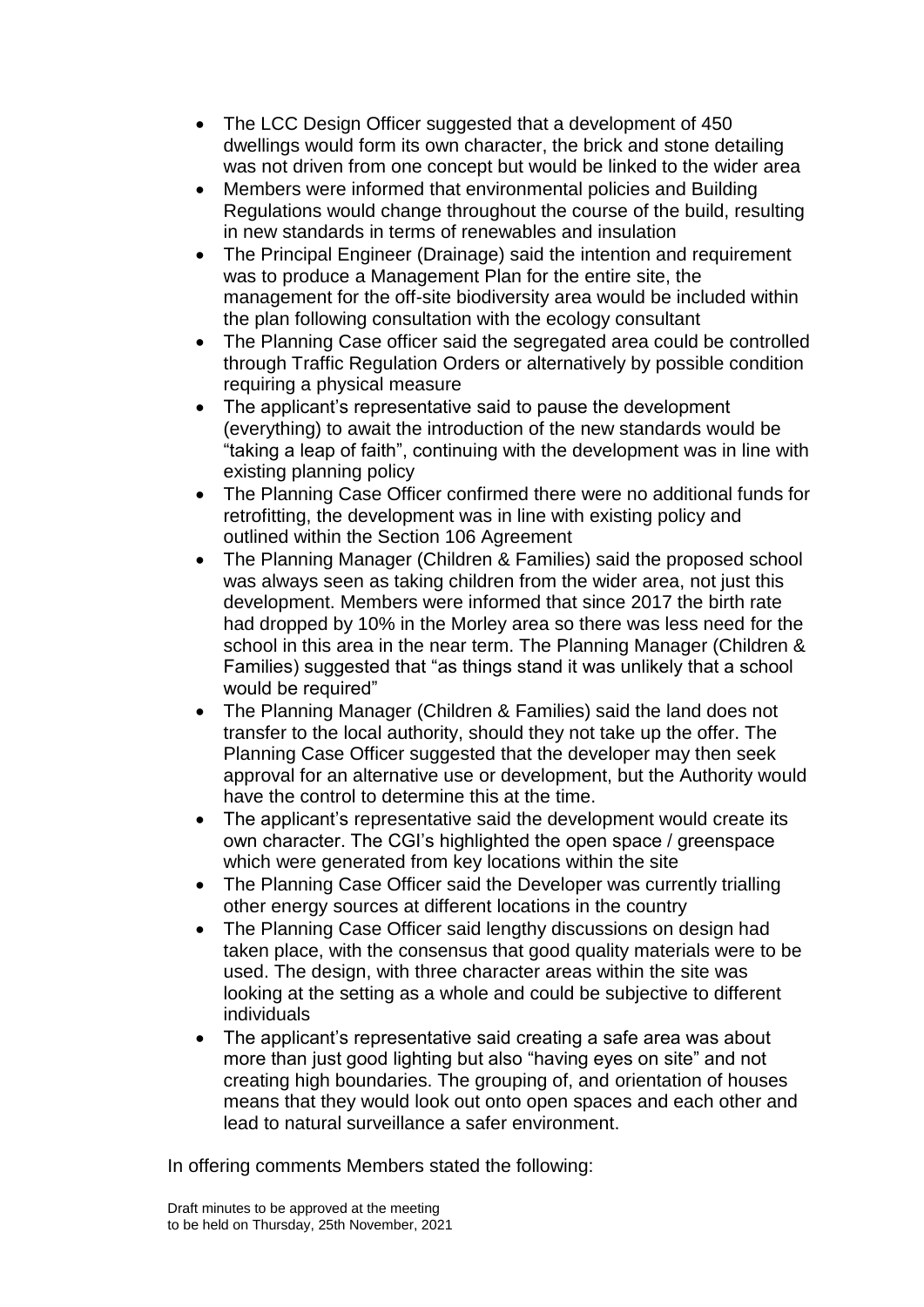- The LCC Design Officer suggested that a development of 450 dwellings would form its own character, the brick and stone detailing was not driven from one concept but would be linked to the wider area
- Members were informed that environmental policies and Building Regulations would change throughout the course of the build, resulting in new standards in terms of renewables and insulation
- The Principal Engineer (Drainage) said the intention and requirement was to produce a Management Plan for the entire site, the management for the off-site biodiversity area would be included within the plan following consultation with the ecology consultant
- The Planning Case officer said the segregated area could be controlled through Traffic Regulation Orders or alternatively by possible condition requiring a physical measure
- The applicant's representative said to pause the development (everything) to await the introduction of the new standards would be "taking a leap of faith", continuing with the development was in line with existing planning policy
- The Planning Case Officer confirmed there were no additional funds for retrofitting, the development was in line with existing policy and outlined within the Section 106 Agreement
- The Planning Manager (Children & Families) said the proposed school was always seen as taking children from the wider area, not just this development. Members were informed that since 2017 the birth rate had dropped by 10% in the Morley area so there was less need for the school in this area in the near term. The Planning Manager (Children & Families) suggested that "as things stand it was unlikely that a school would be required"
- The Planning Manager (Children & Families) said the land does not transfer to the local authority, should they not take up the offer. The Planning Case Officer suggested that the developer may then seek approval for an alternative use or development, but the Authority would have the control to determine this at the time.
- The applicant's representative said the development would create its own character. The CGI's highlighted the open space / greenspace which were generated from key locations within the site
- The Planning Case Officer said the Developer was currently trialling other energy sources at different locations in the country
- The Planning Case Officer said lengthy discussions on design had taken place, with the consensus that good quality materials were to be used. The design, with three character areas within the site was looking at the setting as a whole and could be subjective to different individuals
- The applicant's representative said creating a safe area was about more than just good lighting but also "having eyes on site" and not creating high boundaries. The grouping of, and orientation of houses means that they would look out onto open spaces and each other and lead to natural surveillance a safer environment.

In offering comments Members stated the following: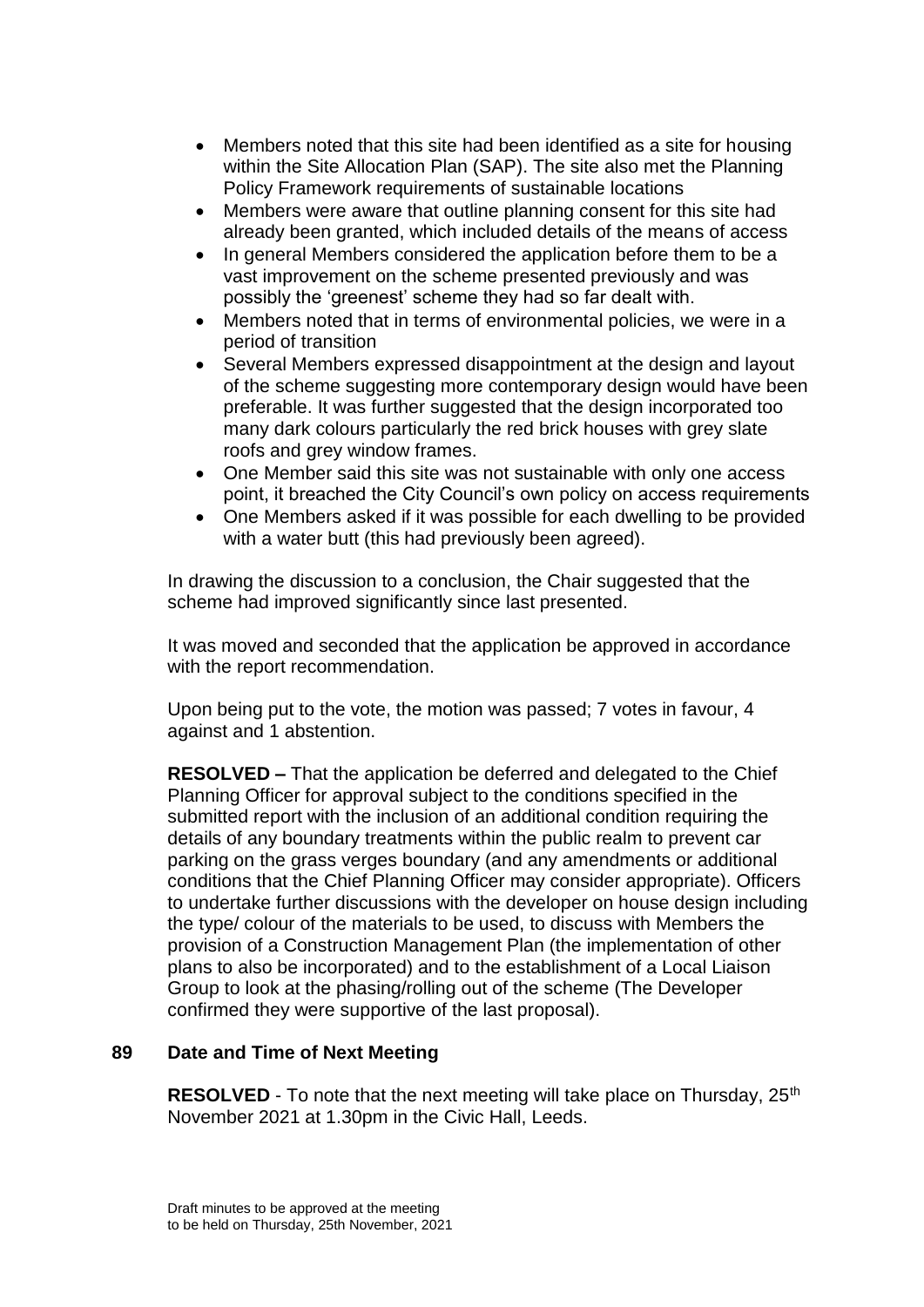- Members noted that this site had been identified as a site for housing within the Site Allocation Plan (SAP). The site also met the Planning Policy Framework requirements of sustainable locations
- Members were aware that outline planning consent for this site had already been granted, which included details of the means of access
- In general Members considered the application before them to be a vast improvement on the scheme presented previously and was possibly the 'greenest' scheme they had so far dealt with.
- Members noted that in terms of environmental policies, we were in a period of transition
- Several Members expressed disappointment at the design and layout of the scheme suggesting more contemporary design would have been preferable. It was further suggested that the design incorporated too many dark colours particularly the red brick houses with grey slate roofs and grey window frames.
- One Member said this site was not sustainable with only one access point, it breached the City Council's own policy on access requirements
- One Members asked if it was possible for each dwelling to be provided with a water butt (this had previously been agreed).

In drawing the discussion to a conclusion, the Chair suggested that the scheme had improved significantly since last presented.

It was moved and seconded that the application be approved in accordance with the report recommendation.

Upon being put to the vote, the motion was passed; 7 votes in favour, 4 against and 1 abstention.

**RESOLVED –** That the application be deferred and delegated to the Chief Planning Officer for approval subject to the conditions specified in the submitted report with the inclusion of an additional condition requiring the details of any boundary treatments within the public realm to prevent car parking on the grass verges boundary (and any amendments or additional conditions that the Chief Planning Officer may consider appropriate). Officers to undertake further discussions with the developer on house design including the type/ colour of the materials to be used, to discuss with Members the provision of a Construction Management Plan (the implementation of other plans to also be incorporated) and to the establishment of a Local Liaison Group to look at the phasing/rolling out of the scheme (The Developer confirmed they were supportive of the last proposal).

## 89 Date and Time of Next Meeting

**RESOLVED** - To note that the next meeting will take place on Thursday, 25th November 2021 at 1.30pm in the Civic Hall, Leeds.